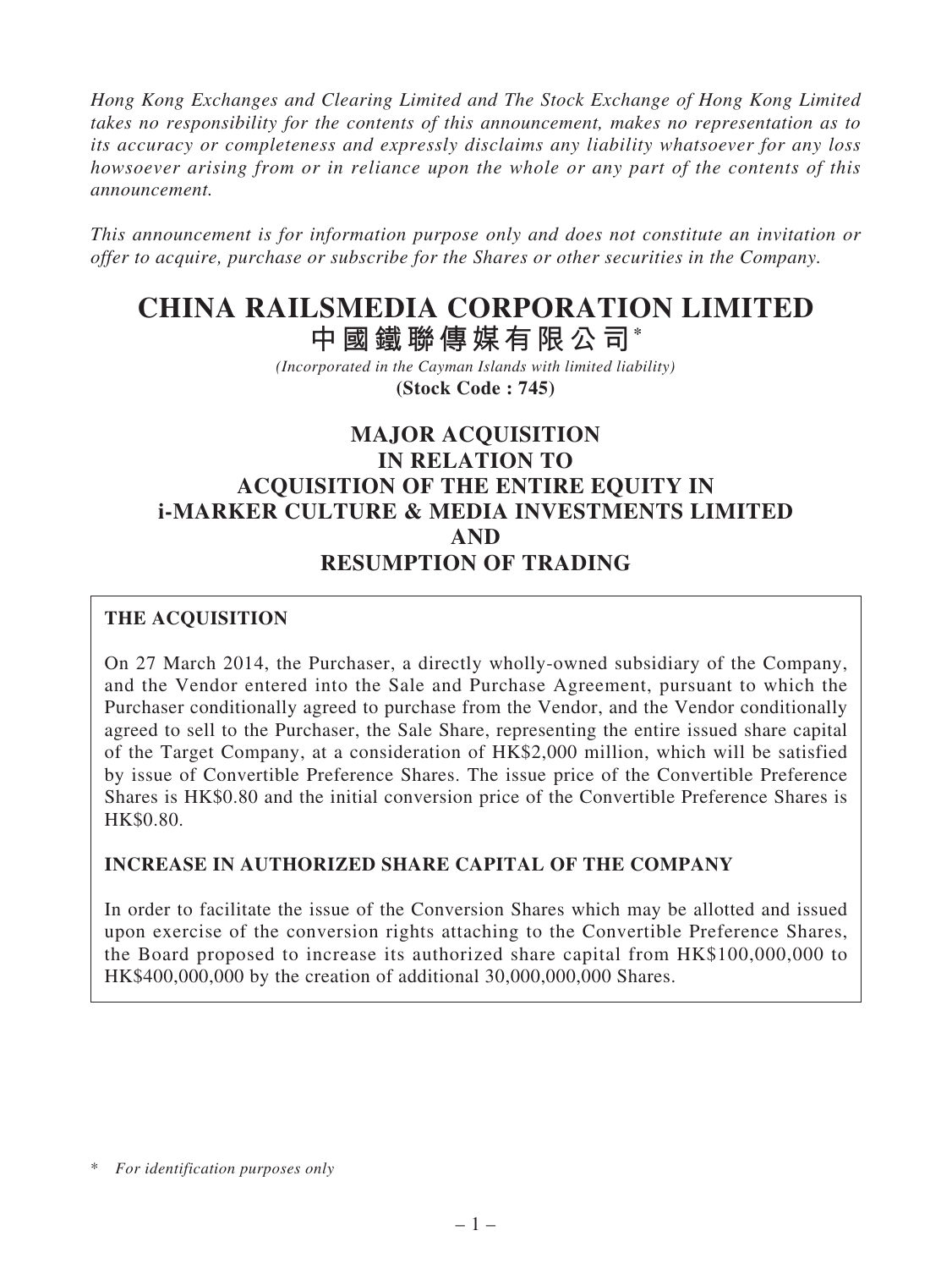*Hong Kong Exchanges and Clearing Limited and The Stock Exchange of Hong Kong Limited takes no responsibility for the contents of this announcement, makes no representation as to its accuracy or completeness and expressly disclaims any liability whatsoever for any loss howsoever arising from or in reliance upon the whole or any part of the contents of this announcement.*

*This announcement is for information purpose only and does not constitute an invitation or offer to acquire, purchase or subscribe for the Shares or other securities in the Company.*

# CHINA RAILSMEDIA CORPORATION LIMITED
# 中國鐵聯傳媒有限公司*

*(Incorporated in the Cayman Islands with limited liability)*

**(Stock Code : 745)**

## MAJOR ACQUISITION IN RELATION TO ACQUISITION OF THE ENTIRE EQUITY IN i-MARKER CULTURE & MEDIA INVESTMENTS LIMITED AND RESUMPTION OF TRADING

**THE ACQUISITION**

On 27 March 2014, the Purchaser, a directly wholly-owned subsidiary of the Company, and the Vendor entered into the Sale and Purchase Agreement, pursuant to which the Purchaser conditionally agreed to purchase from the Vendor, and the Vendor conditionally agreed to sell to the Purchaser, the Sale Share, representing the entire issued share capital of the Target Company, at a consideration of HK$2,000 million, which will be satisfied by issue of Convertible Preference Shares. The issue price of the Convertible Preference Shares is HK$0.80 and the initial conversion price of the Convertible Preference Shares is HK$0.80.

**INCREASE IN AUTHORIZED SHARE CAPITAL OF THE COMPANY**

In order to facilitate the issue of the Conversion Shares which may be allotted and issued upon exercise of the conversion rights attaching to the Convertible Preference Shares, the Board proposed to increase its authorized share capital from HK$100,000,000 to HK$400,000,000 by the creation of additional 30,000,000,000 Shares.

\* *For identification purposes only*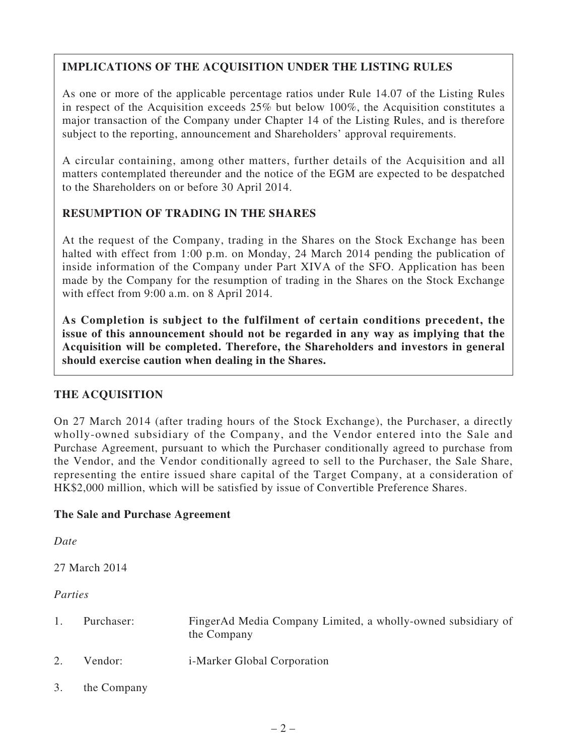## IMPLICATIONS OF THE ACQUISITION UNDER THE LISTING RULES

As one or more of the applicable percentage ratios under Rule 14.07 of the Listing Rules in respect of the Acquisition exceeds 25% but below 100%, the Acquisition constitutes a major transaction of the Company under Chapter 14 of the Listing Rules, and is therefore subject to the reporting, announcement and Shareholders' approval requirements.

A circular containing, among other matters, further details of the Acquisition and all matters contemplated thereunder and the notice of the EGM are expected to be despatched to the Shareholders on or before 30 April 2014.

## RESUMPTION OF TRADING IN THE SHARES

At the request of the Company, trading in the Shares on the Stock Exchange has been halted with effect from 1:00 p.m. on Monday, 24 March 2014 pending the publication of inside information of the Company under Part XIVA of the SFO. Application has been made by the Company for the resumption of trading in the Shares on the Stock Exchange with effect from 9:00 a.m. on 8 April 2014.

**As Completion is subject to the fulfilment of certain conditions precedent, the issue of this announcement should not be regarded in any way as implying that the Acquisition will be completed. Therefore, the Shareholders and investors in general should exercise caution when dealing in the Shares.**

## THE ACQUISITION

On 27 March 2014 (after trading hours of the Stock Exchange), the Purchaser, a directly wholly-owned subsidiary of the Company, and the Vendor entered into the Sale and Purchase Agreement, pursuant to which the Purchaser conditionally agreed to purchase from the Vendor, and the Vendor conditionally agreed to sell to the Purchaser, the Sale Share, representing the entire issued share capital of the Target Company, at a consideration of HK$2,000 million, which will be satisfied by issue of Convertible Preference Shares.

### The Sale and Purchase Agreement

*Date*

27 March 2014

*Parties*

1. Purchaser: FingerAd Media Company Limited, a wholly-owned subsidiary of the Company
2. Vendor: i-Marker Global Corporation
3. the Company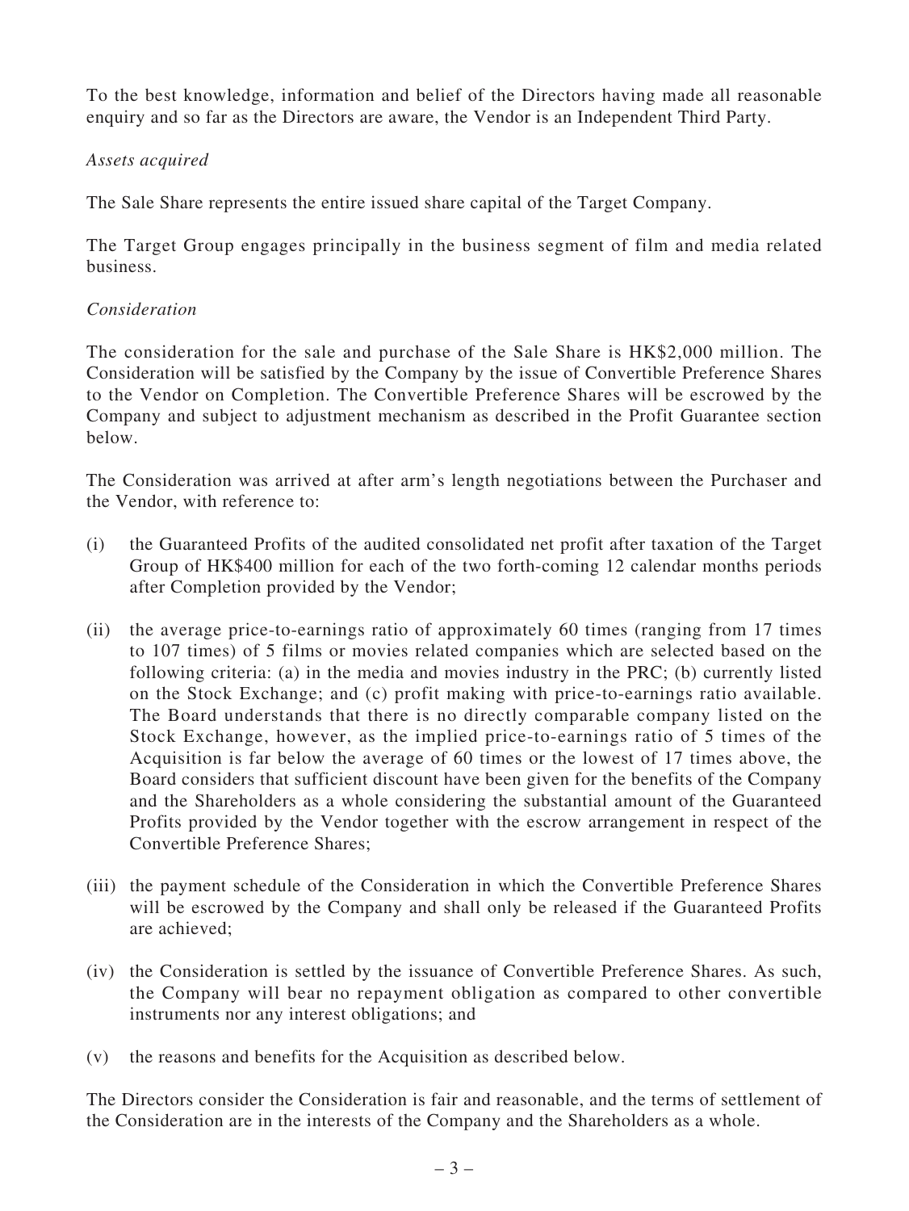To the best knowledge, information and belief of the Directors having made all reasonable enquiry and so far as the Directors are aware, the Vendor is an Independent Third Party.

*Assets acquired*

The Sale Share represents the entire issued share capital of the Target Company.

The Target Group engages principally in the business segment of film and media related business.

*Consideration*

The consideration for the sale and purchase of the Sale Share is HK$2,000 million. The Consideration will be satisfied by the Company by the issue of Convertible Preference Shares to the Vendor on Completion. The Convertible Preference Shares will be escrowed by the Company and subject to adjustment mechanism as described in the Profit Guarantee section below.

The Consideration was arrived at after arm's length negotiations between the Purchaser and the Vendor, with reference to:

(i) the Guaranteed Profits of the audited consolidated net profit after taxation of the Target Group of HK$400 million for each of the two forth-coming 12 calendar months periods after Completion provided by the Vendor;

(ii) the average price-to-earnings ratio of approximately 60 times (ranging from 17 times to 107 times) of 5 films or movies related companies which are selected based on the following criteria: (a) in the media and movies industry in the PRC; (b) currently listed on the Stock Exchange; and (c) profit making with price-to-earnings ratio available. The Board understands that there is no directly comparable company listed on the Stock Exchange, however, as the implied price-to-earnings ratio of 5 times of the Acquisition is far below the average of 60 times or the lowest of 17 times above, the Board considers that sufficient discount have been given for the benefits of the Company and the Shareholders as a whole considering the substantial amount of the Guaranteed Profits provided by the Vendor together with the escrow arrangement in respect of the Convertible Preference Shares;

(iii) the payment schedule of the Consideration in which the Convertible Preference Shares will be escrowed by the Company and shall only be released if the Guaranteed Profits are achieved;

(iv) the Consideration is settled by the issuance of Convertible Preference Shares. As such, the Company will bear no repayment obligation as compared to other convertible instruments nor any interest obligations; and

(v) the reasons and benefits for the Acquisition as described below.

The Directors consider the Consideration is fair and reasonable, and the terms of settlement of the Consideration are in the interests of the Company and the Shareholders as a whole.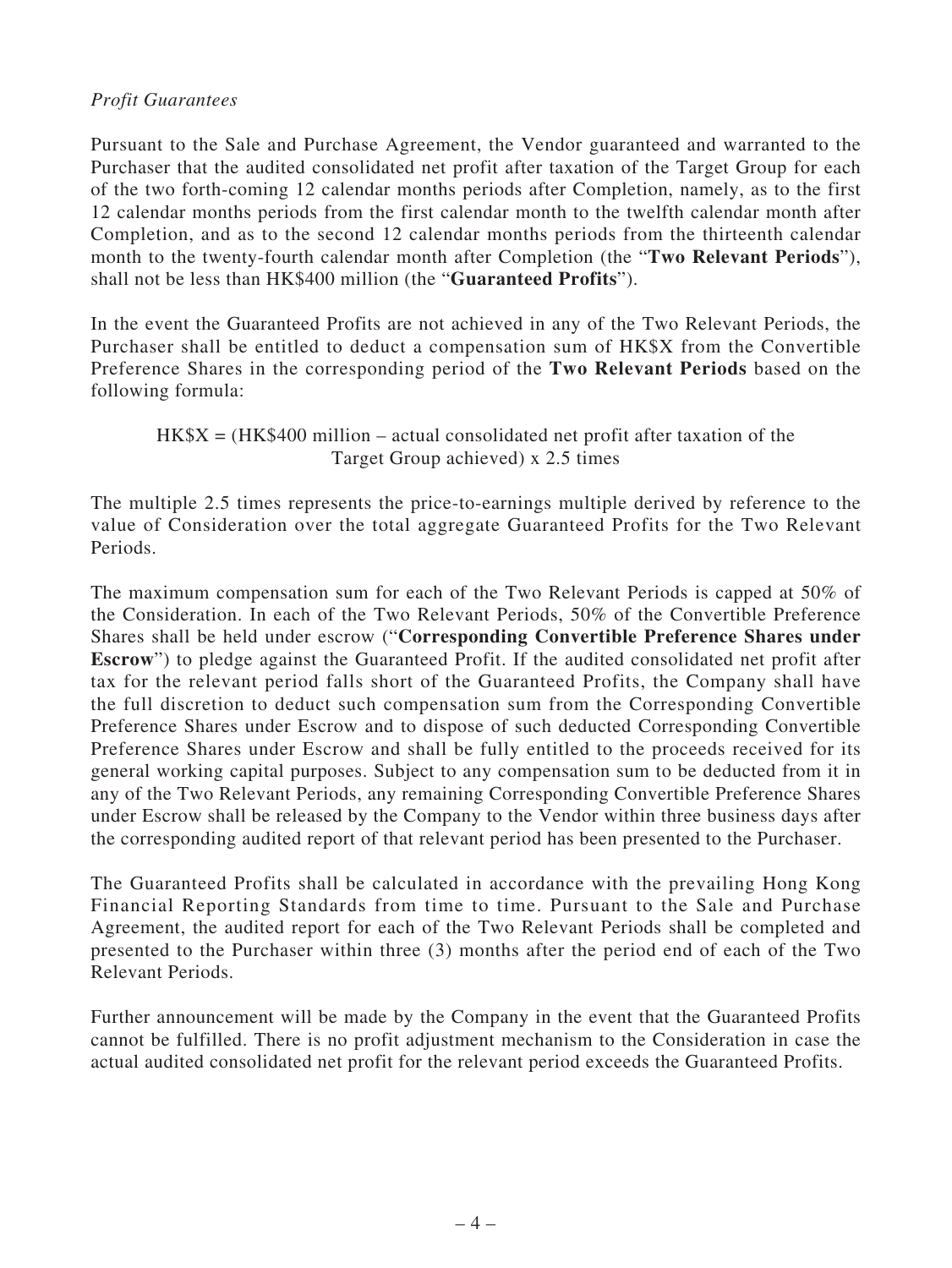*Profit Guarantees*

Pursuant to the Sale and Purchase Agreement, the Vendor guaranteed and warranted to the Purchaser that the audited consolidated net profit after taxation of the Target Group for each of the two forth-coming 12 calendar months periods after Completion, namely, as to the first 12 calendar months periods from the first calendar month to the twelfth calendar month after Completion, and as to the second 12 calendar months periods from the thirteenth calendar month to the twenty-fourth calendar month after Completion (the "**Two Relevant Periods**"), shall not be less than HK$400 million (the "**Guaranteed Profits**").

In the event the Guaranteed Profits are not achieved in any of the Two Relevant Periods, the Purchaser shall be entitled to deduct a compensation sum of HK$X from the Convertible Preference Shares in the corresponding period of the **Two Relevant Periods** based on the following formula:

HK$X = (HK$400 million – actual consolidated net profit after taxation of the Target Group achieved) x 2.5 times

The multiple 2.5 times represents the price-to-earnings multiple derived by reference to the value of Consideration over the total aggregate Guaranteed Profits for the Two Relevant Periods.

The maximum compensation sum for each of the Two Relevant Periods is capped at 50% of the Consideration. In each of the Two Relevant Periods, 50% of the Convertible Preference Shares shall be held under escrow ("**Corresponding Convertible Preference Shares under Escrow**") to pledge against the Guaranteed Profit. If the audited consolidated net profit after tax for the relevant period falls short of the Guaranteed Profits, the Company shall have the full discretion to deduct such compensation sum from the Corresponding Convertible Preference Shares under Escrow and to dispose of such deducted Corresponding Convertible Preference Shares under Escrow and shall be fully entitled to the proceeds received for its general working capital purposes. Subject to any compensation sum to be deducted from it in any of the Two Relevant Periods, any remaining Corresponding Convertible Preference Shares under Escrow shall be released by the Company to the Vendor within three business days after the corresponding audited report of that relevant period has been presented to the Purchaser.

The Guaranteed Profits shall be calculated in accordance with the prevailing Hong Kong Financial Reporting Standards from time to time. Pursuant to the Sale and Purchase Agreement, the audited report for each of the Two Relevant Periods shall be completed and presented to the Purchaser within three (3) months after the period end of each of the Two Relevant Periods.

Further announcement will be made by the Company in the event that the Guaranteed Profits cannot be fulfilled. There is no profit adjustment mechanism to the Consideration in case the actual audited consolidated net profit for the relevant period exceeds the Guaranteed Profits.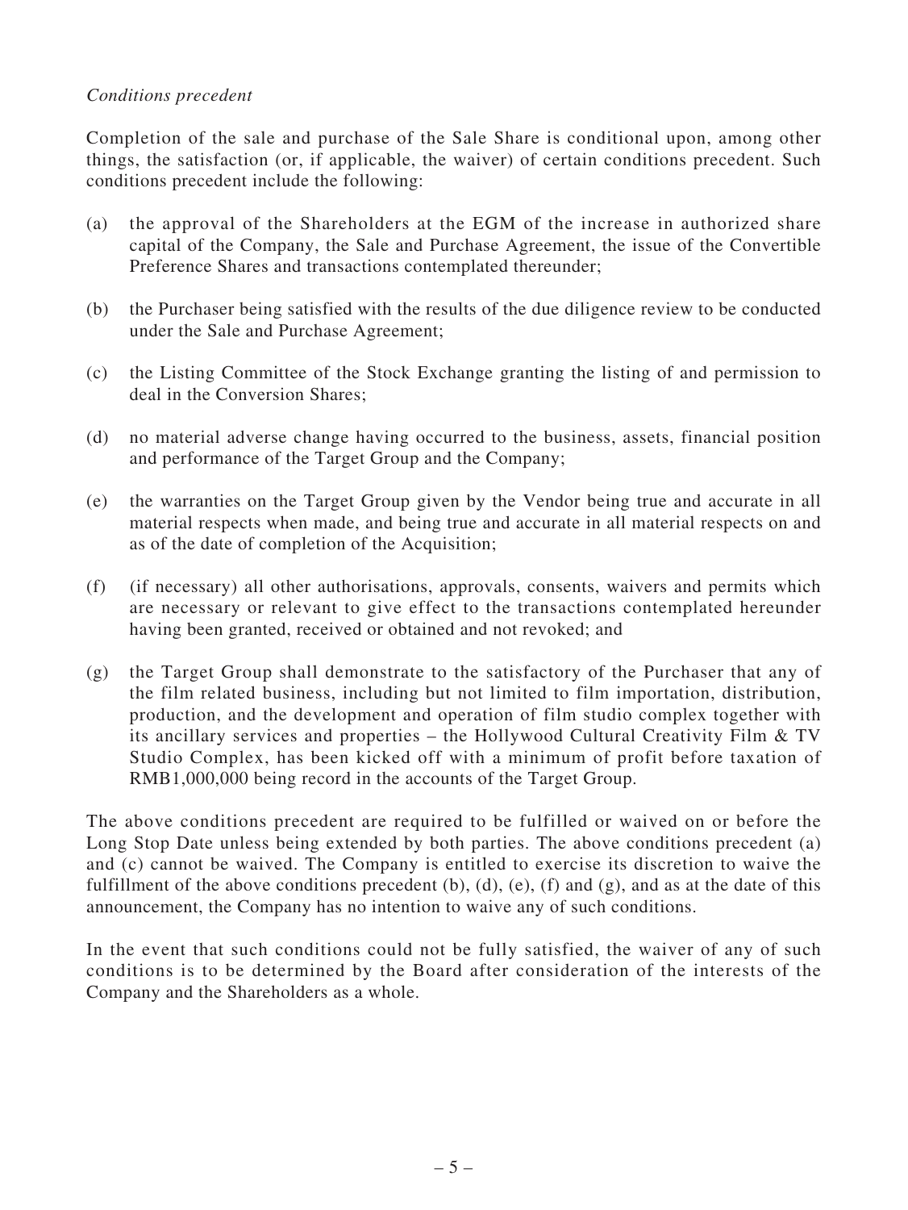*Conditions precedent*

Completion of the sale and purchase of the Sale Share is conditional upon, among other things, the satisfaction (or, if applicable, the waiver) of certain conditions precedent. Such conditions precedent include the following:

(a) the approval of the Shareholders at the EGM of the increase in authorized share capital of the Company, the Sale and Purchase Agreement, the issue of the Convertible Preference Shares and transactions contemplated thereunder;

(b) the Purchaser being satisfied with the results of the due diligence review to be conducted under the Sale and Purchase Agreement;

(c) the Listing Committee of the Stock Exchange granting the listing of and permission to deal in the Conversion Shares;

(d) no material adverse change having occurred to the business, assets, financial position and performance of the Target Group and the Company;

(e) the warranties on the Target Group given by the Vendor being true and accurate in all material respects when made, and being true and accurate in all material respects on and as of the date of completion of the Acquisition;

(f) (if necessary) all other authorisations, approvals, consents, waivers and permits which are necessary or relevant to give effect to the transactions contemplated hereunder having been granted, received or obtained and not revoked; and

(g) the Target Group shall demonstrate to the satisfactory of the Purchaser that any of the film related business, including but not limited to film importation, distribution, production, and the development and operation of film studio complex together with its ancillary services and properties – the Hollywood Cultural Creativity Film & TV Studio Complex, has been kicked off with a minimum of profit before taxation of RMB1,000,000 being record in the accounts of the Target Group.

The above conditions precedent are required to be fulfilled or waived on or before the Long Stop Date unless being extended by both parties. The above conditions precedent (a) and (c) cannot be waived. The Company is entitled to exercise its discretion to waive the fulfillment of the above conditions precedent (b), (d), (e), (f) and (g), and as at the date of this announcement, the Company has no intention to waive any of such conditions.

In the event that such conditions could not be fully satisfied, the waiver of any of such conditions is to be determined by the Board after consideration of the interests of the Company and the Shareholders as a whole.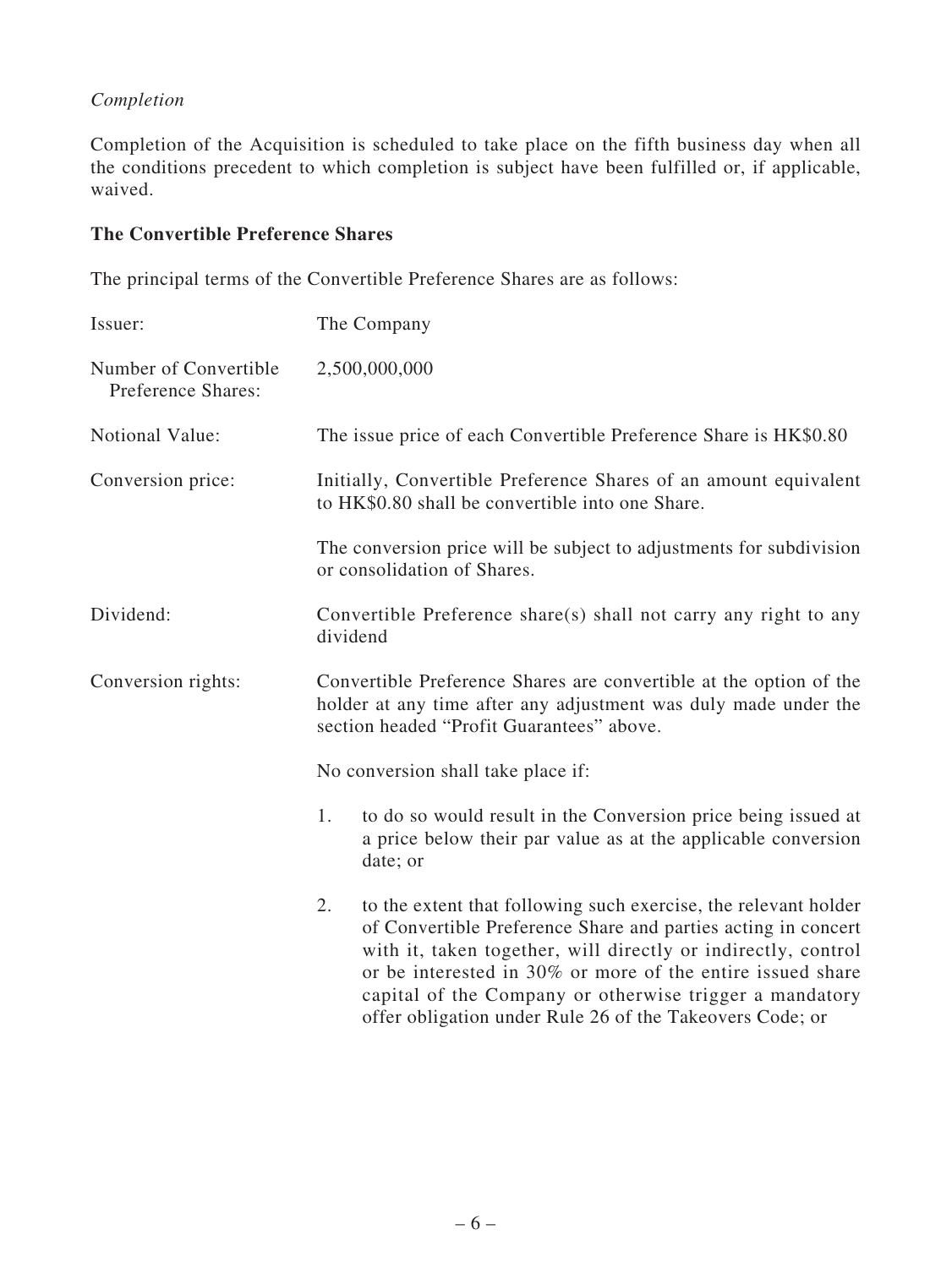*Completion*

Completion of the Acquisition is scheduled to take place on the fifth business day when all the conditions precedent to which completion is subject have been fulfilled or, if applicable, waived.

**The Convertible Preference Shares**

The principal terms of the Convertible Preference Shares are as follows:

| | |
|---|---|
| Issuer: | The Company |
| Number of Convertible Preference Shares: | 2,500,000,000 |
| Notional Value: | The issue price of each Convertible Preference Share is HK$0.80 |
| Conversion price: | Initially, Convertible Preference Shares of an amount equivalent to HK$0.80 shall be convertible into one Share.<br><br>The conversion price will be subject to adjustments for subdivision or consolidation of Shares. |
| Dividend: | Convertible Preference share(s) shall not carry any right to any dividend |
| Conversion rights: | Convertible Preference Shares are convertible at the option of the holder at any time after any adjustment was duly made under the section headed "Profit Guarantees" above.<br><br>No conversion shall take place if:<br><br>1. to do so would result in the Conversion price being issued at a price below their par value as at the applicable conversion date; or<br><br>2. to the extent that following such exercise, the relevant holder of Convertible Preference Share and parties acting in concert with it, taken together, will directly or indirectly, control or be interested in 30% or more of the entire issued share capital of the Company or otherwise trigger a mandatory offer obligation under Rule 26 of the Takeovers Code; or |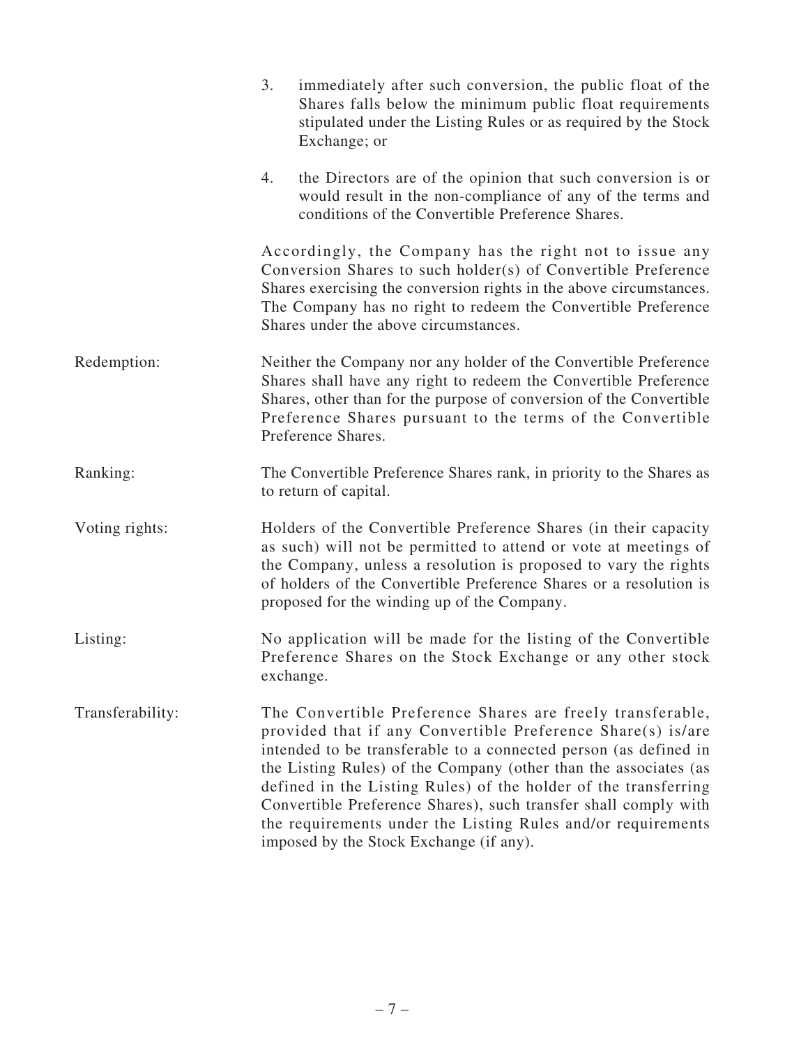3. immediately after such conversion, the public float of the Shares falls below the minimum public float requirements stipulated under the Listing Rules or as required by the Stock Exchange; or

4. the Directors are of the opinion that such conversion is or would result in the non-compliance of any of the terms and conditions of the Convertible Preference Shares.

Accordingly, the Company has the right not to issue any Conversion Shares to such holder(s) of Convertible Preference Shares exercising the conversion rights in the above circumstances. The Company has no right to redeem the Convertible Preference Shares under the above circumstances.

| | |
|---|---|
| Redemption: | Neither the Company nor any holder of the Convertible Preference Shares shall have any right to redeem the Convertible Preference Shares, other than for the purpose of conversion of the Convertible Preference Shares pursuant to the terms of the Convertible Preference Shares. |
| Ranking: | The Convertible Preference Shares rank, in priority to the Shares as to return of capital. |
| Voting rights: | Holders of the Convertible Preference Shares (in their capacity as such) will not be permitted to attend or vote at meetings of the Company, unless a resolution is proposed to vary the rights of holders of the Convertible Preference Shares or a resolution is proposed for the winding up of the Company. |
| Listing: | No application will be made for the listing of the Convertible Preference Shares on the Stock Exchange or any other stock exchange. |
| Transferability: | The Convertible Preference Shares are freely transferable, provided that if any Convertible Preference Share(s) is/are intended to be transferable to a connected person (as defined in the Listing Rules) of the Company (other than the associates (as defined in the Listing Rules) of the holder of the transferring Convertible Preference Shares), such transfer shall comply with the requirements under the Listing Rules and/or requirements imposed by the Stock Exchange (if any). |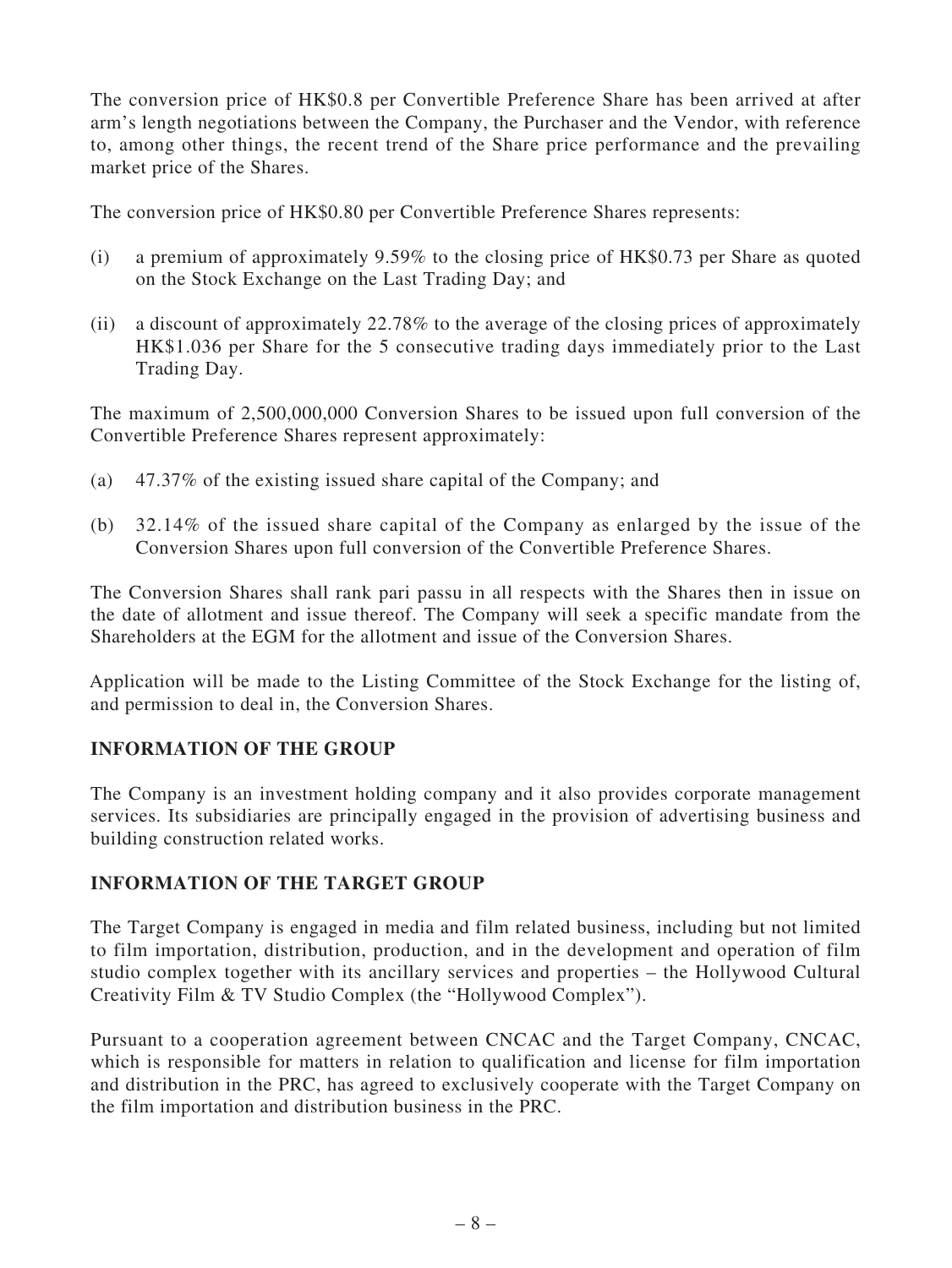The conversion price of HK$0.8 per Convertible Preference Share has been arrived at after arm's length negotiations between the Company, the Purchaser and the Vendor, with reference to, among other things, the recent trend of the Share price performance and the prevailing market price of the Shares.

The conversion price of HK$0.80 per Convertible Preference Shares represents:

(i) a premium of approximately 9.59% to the closing price of HK$0.73 per Share as quoted on the Stock Exchange on the Last Trading Day; and

(ii) a discount of approximately 22.78% to the average of the closing prices of approximately HK$1.036 per Share for the 5 consecutive trading days immediately prior to the Last Trading Day.

The maximum of 2,500,000,000 Conversion Shares to be issued upon full conversion of the Convertible Preference Shares represent approximately:

(a) 47.37% of the existing issued share capital of the Company; and

(b) 32.14% of the issued share capital of the Company as enlarged by the issue of the Conversion Shares upon full conversion of the Convertible Preference Shares.

The Conversion Shares shall rank pari passu in all respects with the Shares then in issue on the date of allotment and issue thereof. The Company will seek a specific mandate from the Shareholders at the EGM for the allotment and issue of the Conversion Shares.

Application will be made to the Listing Committee of the Stock Exchange for the listing of, and permission to deal in, the Conversion Shares.

## INFORMATION OF THE GROUP

The Company is an investment holding company and it also provides corporate management services. Its subsidiaries are principally engaged in the provision of advertising business and building construction related works.

## INFORMATION OF THE TARGET GROUP

The Target Company is engaged in media and film related business, including but not limited to film importation, distribution, production, and in the development and operation of film studio complex together with its ancillary services and properties – the Hollywood Cultural Creativity Film & TV Studio Complex (the "Hollywood Complex").

Pursuant to a cooperation agreement between CNCAC and the Target Company, CNCAC, which is responsible for matters in relation to qualification and license for film importation and distribution in the PRC, has agreed to exclusively cooperate with the Target Company on the film importation and distribution business in the PRC.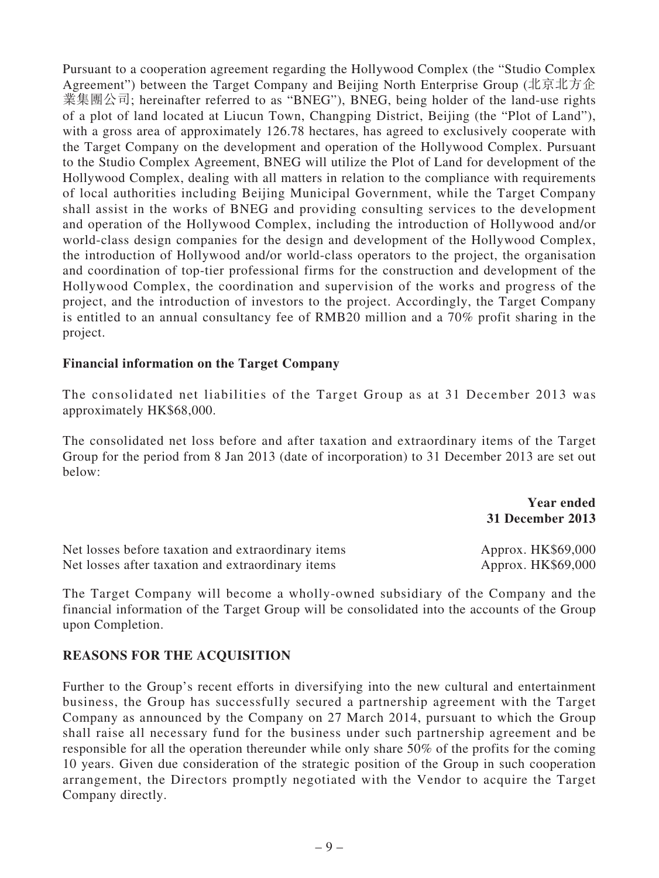Pursuant to a cooperation agreement regarding the Hollywood Complex (the "Studio Complex Agreement") between the Target Company and Beijing North Enterprise Group (北京北方企業集團公司; hereinafter referred to as "BNEG"), BNEG, being holder of the land-use rights of a plot of land located at Liucun Town, Changping District, Beijing (the "Plot of Land"), with a gross area of approximately 126.78 hectares, has agreed to exclusively cooperate with the Target Company on the development and operation of the Hollywood Complex. Pursuant to the Studio Complex Agreement, BNEG will utilize the Plot of Land for development of the Hollywood Complex, dealing with all matters in relation to the compliance with requirements of local authorities including Beijing Municipal Government, while the Target Company shall assist in the works of BNEG and providing consulting services to the development and operation of the Hollywood Complex, including the introduction of Hollywood and/or world-class design companies for the design and development of the Hollywood Complex, the introduction of Hollywood and/or world-class operators to the project, the organisation and coordination of top-tier professional firms for the construction and development of the Hollywood Complex, the coordination and supervision of the works and progress of the project, and the introduction of investors to the project. Accordingly, the Target Company is entitled to an annual consultancy fee of RMB20 million and a 70% profit sharing in the project.

**Financial information on the Target Company**

The consolidated net liabilities of the Target Group as at 31 December 2013 was approximately HK$68,000.

The consolidated net loss before and after taxation and extraordinary items of the Target Group for the period from 8 Jan 2013 (date of incorporation) to 31 December 2013 are set out below:

| | **Year ended 31 December 2013** |
|---|---|
| Net losses before taxation and extraordinary items | Approx. HK$69,000 |
| Net losses after taxation and extraordinary items | Approx. HK$69,000 |

The Target Company will become a wholly-owned subsidiary of the Company and the financial information of the Target Group will be consolidated into the accounts of the Group upon Completion.

## REASONS FOR THE ACQUISITION

Further to the Group's recent efforts in diversifying into the new cultural and entertainment business, the Group has successfully secured a partnership agreement with the Target Company as announced by the Company on 27 March 2014, pursuant to which the Group shall raise all necessary fund for the business under such partnership agreement and be responsible for all the operation thereunder while only share 50% of the profits for the coming 10 years. Given due consideration of the strategic position of the Group in such cooperation arrangement, the Directors promptly negotiated with the Vendor to acquire the Target Company directly.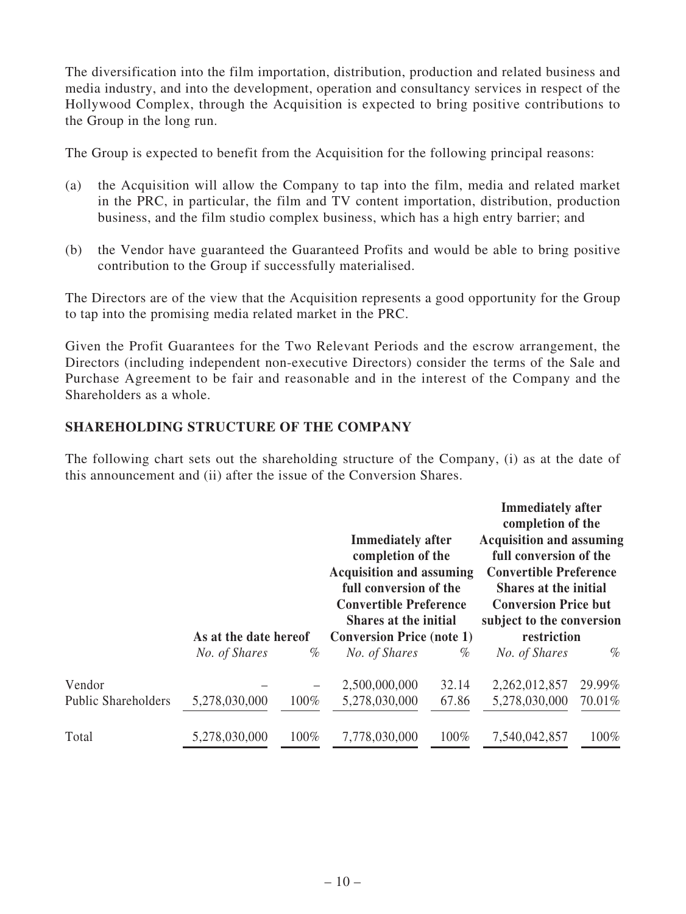The diversification into the film importation, distribution, production and related business and media industry, and into the development, operation and consultancy services in respect of the Hollywood Complex, through the Acquisition is expected to bring positive contributions to the Group in the long run.

The Group is expected to benefit from the Acquisition for the following principal reasons:

(a) the Acquisition will allow the Company to tap into the film, media and related market in the PRC, in particular, the film and TV content importation, distribution, production business, and the film studio complex business, which has a high entry barrier; and

(b) the Vendor have guaranteed the Guaranteed Profits and would be able to bring positive contribution to the Group if successfully materialised.

The Directors are of the view that the Acquisition represents a good opportunity for the Group to tap into the promising media related market in the PRC.

Given the Profit Guarantees for the Two Relevant Periods and the escrow arrangement, the Directors (including independent non-executive Directors) consider the terms of the Sale and Purchase Agreement to be fair and reasonable and in the interest of the Company and the Shareholders as a whole.

## SHAREHOLDING STRUCTURE OF THE COMPANY

The following chart sets out the shareholding structure of the Company, (i) as at the date of this announcement and (ii) after the issue of the Conversion Shares.

| | **As at the date hereof** | | **Immediately after completion of the Acquisition and assuming full conversion of the Convertible Preference Shares at the initial Conversion Price (note 1)** | | **Immediately after completion of the Acquisition and assuming full conversion of the Convertible Preference Shares at the initial Conversion Price but subject to the conversion restriction** | |
|---|---|---|---|---|---|---|
| | *No. of Shares* | *%* | *No. of Shares* | *%* | *No. of Shares* | *%* |
| Vendor | – | – | 2,500,000,000 | 32.14 | 2,262,012,857 | 29.99% |
| Public Shareholders | 5,278,030,000 | 100% | 5,278,030,000 | 67.86 | 5,278,030,000 | 70.01% |
| Total | 5,278,030,000 | 100% | 7,778,030,000 | 100% | 7,540,042,857 | 100% |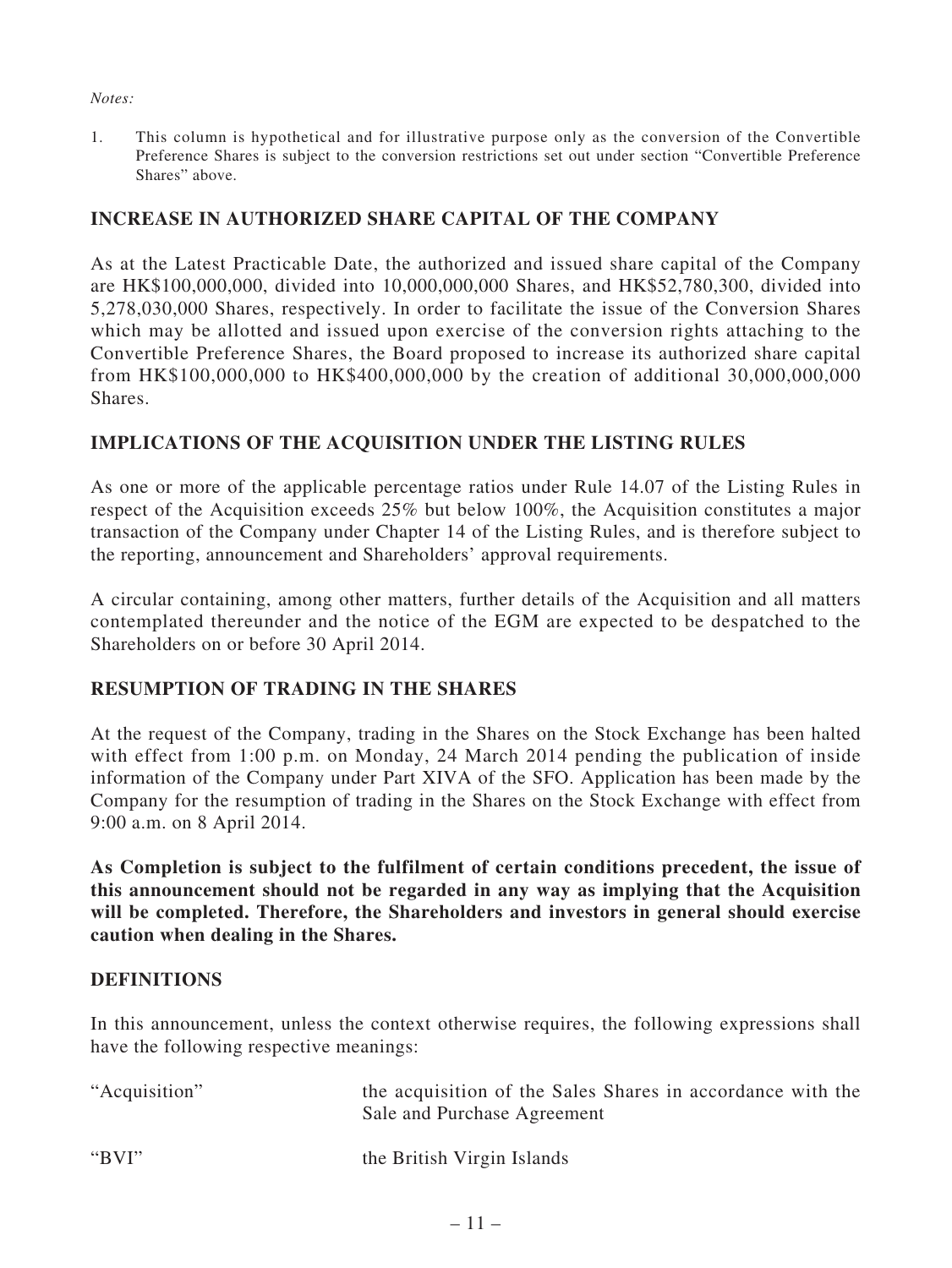*Notes:*

1. This column is hypothetical and for illustrative purpose only as the conversion of the Convertible Preference Shares is subject to the conversion restrictions set out under section "Convertible Preference Shares" above.

## INCREASE IN AUTHORIZED SHARE CAPITAL OF THE COMPANY

As at the Latest Practicable Date, the authorized and issued share capital of the Company are HK$100,000,000, divided into 10,000,000,000 Shares, and HK$52,780,300, divided into 5,278,030,000 Shares, respectively. In order to facilitate the issue of the Conversion Shares which may be allotted and issued upon exercise of the conversion rights attaching to the Convertible Preference Shares, the Board proposed to increase its authorized share capital from HK$100,000,000 to HK$400,000,000 by the creation of additional 30,000,000,000 Shares.

## IMPLICATIONS OF THE ACQUISITION UNDER THE LISTING RULES

As one or more of the applicable percentage ratios under Rule 14.07 of the Listing Rules in respect of the Acquisition exceeds 25% but below 100%, the Acquisition constitutes a major transaction of the Company under Chapter 14 of the Listing Rules, and is therefore subject to the reporting, announcement and Shareholders' approval requirements.

A circular containing, among other matters, further details of the Acquisition and all matters contemplated thereunder and the notice of the EGM are expected to be despatched to the Shareholders on or before 30 April 2014.

## RESUMPTION OF TRADING IN THE SHARES

At the request of the Company, trading in the Shares on the Stock Exchange has been halted with effect from 1:00 p.m. on Monday, 24 March 2014 pending the publication of inside information of the Company under Part XIVA of the SFO. Application has been made by the Company for the resumption of trading in the Shares on the Stock Exchange with effect from 9:00 a.m. on 8 April 2014.

**As Completion is subject to the fulfilment of certain conditions precedent, the issue of this announcement should not be regarded in any way as implying that the Acquisition will be completed. Therefore, the Shareholders and investors in general should exercise caution when dealing in the Shares.**

## DEFINITIONS

In this announcement, unless the context otherwise requires, the following expressions shall have the following respective meanings:

| | |
|---|---|
| "Acquisition" | the acquisition of the Sales Shares in accordance with the Sale and Purchase Agreement |
| "BVI" | the British Virgin Islands |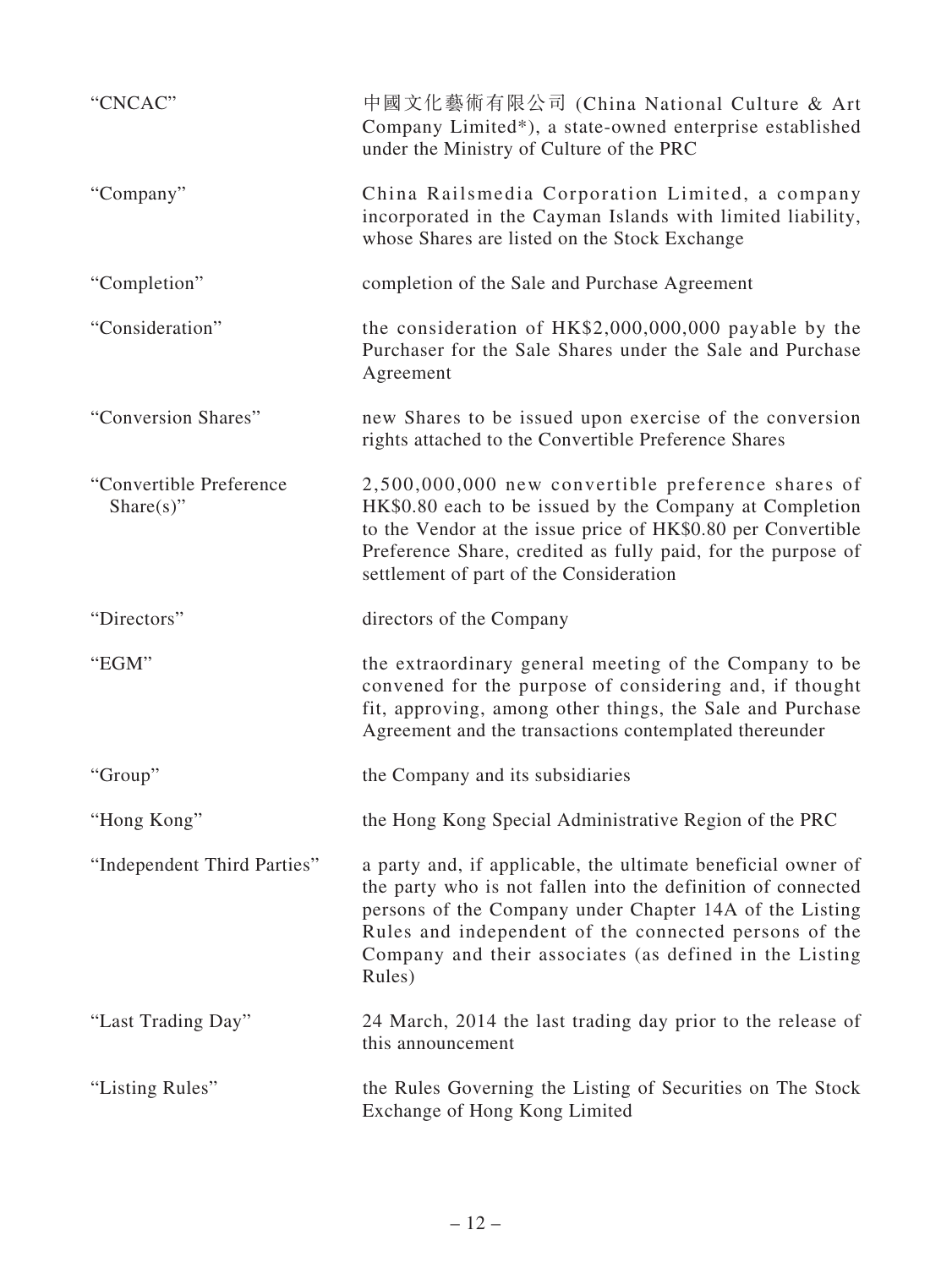| | |
|---|---|
| "CNCAC" | 中國文化藝術有限公司 (China National Culture & Art Company Limited*), a state-owned enterprise established under the Ministry of Culture of the PRC |
| "Company" | China Railsmedia Corporation Limited, a company incorporated in the Cayman Islands with limited liability, whose Shares are listed on the Stock Exchange |
| "Completion" | completion of the Sale and Purchase Agreement |
| "Consideration" | the consideration of HK$2,000,000,000 payable by the Purchaser for the Sale Shares under the Sale and Purchase Agreement |
| "Conversion Shares" | new Shares to be issued upon exercise of the conversion rights attached to the Convertible Preference Shares |
| "Convertible Preference Share(s)" | 2,500,000,000 new convertible preference shares of HK$0.80 each to be issued by the Company at Completion to the Vendor at the issue price of HK$0.80 per Convertible Preference Share, credited as fully paid, for the purpose of settlement of part of the Consideration |
| "Directors" | directors of the Company |
| "EGM" | the extraordinary general meeting of the Company to be convened for the purpose of considering and, if thought fit, approving, among other things, the Sale and Purchase Agreement and the transactions contemplated thereunder |
| "Group" | the Company and its subsidiaries |
| "Hong Kong" | the Hong Kong Special Administrative Region of the PRC |
| "Independent Third Parties" | a party and, if applicable, the ultimate beneficial owner of the party who is not fallen into the definition of connected persons of the Company under Chapter 14A of the Listing Rules and independent of the connected persons of the Company and their associates (as defined in the Listing Rules) |
| "Last Trading Day" | 24 March, 2014 the last trading day prior to the release of this announcement |
| "Listing Rules" | the Rules Governing the Listing of Securities on The Stock Exchange of Hong Kong Limited |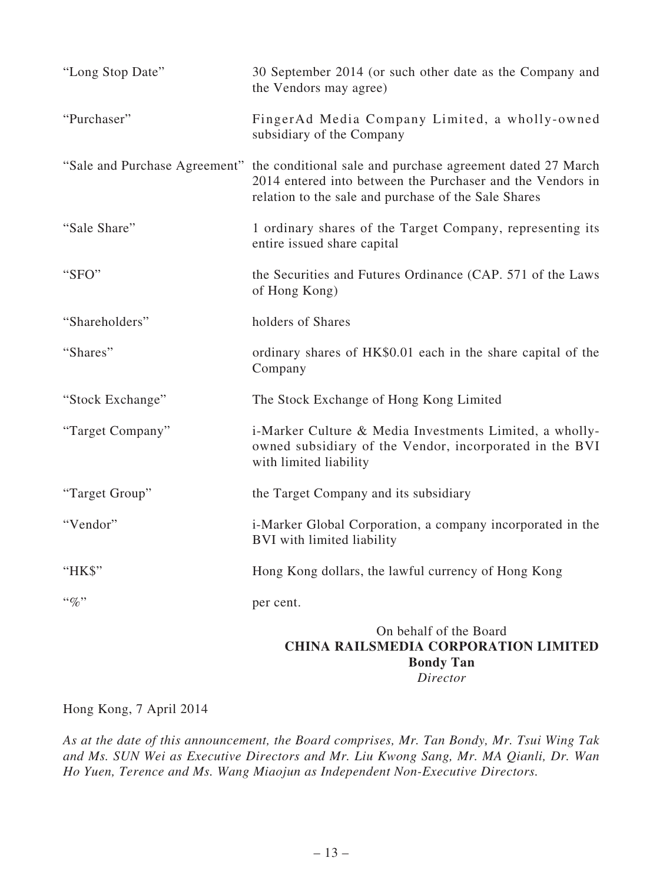| | |
|---|---|
| "Long Stop Date" | 30 September 2014 (or such other date as the Company and the Vendors may agree) |
| "Purchaser" | FingerAd Media Company Limited, a wholly-owned subsidiary of the Company |
| "Sale and Purchase Agreement" | the conditional sale and purchase agreement dated 27 March 2014 entered into between the Purchaser and the Vendors in relation to the sale and purchase of the Sale Shares |
| "Sale Share" | 1 ordinary shares of the Target Company, representing its entire issued share capital |
| "SFO" | the Securities and Futures Ordinance (CAP. 571 of the Laws of Hong Kong) |
| "Shareholders" | holders of Shares |
| "Shares" | ordinary shares of HK$0.01 each in the share capital of the Company |
| "Stock Exchange" | The Stock Exchange of Hong Kong Limited |
| "Target Company" | i-Marker Culture & Media Investments Limited, a wholly-owned subsidiary of the Vendor, incorporated in the BVI with limited liability |
| "Target Group" | the Target Company and its subsidiary |
| "Vendor" | i-Marker Global Corporation, a company incorporated in the BVI with limited liability |
| "HK$" | Hong Kong dollars, the lawful currency of Hong Kong |
| "%" | per cent. |

On behalf of the Board
**CHINA RAILSMEDIA CORPORATION LIMITED**
**Bondy Tan**
*Director*

Hong Kong, 7 April 2014

*As at the date of this announcement, the Board comprises, Mr. Tan Bondy, Mr. Tsui Wing Tak and Ms. SUN Wei as Executive Directors and Mr. Liu Kwong Sang, Mr. MA Qianli, Dr. Wan Ho Yuen, Terence and Ms. Wang Miaojun as Independent Non-Executive Directors.*